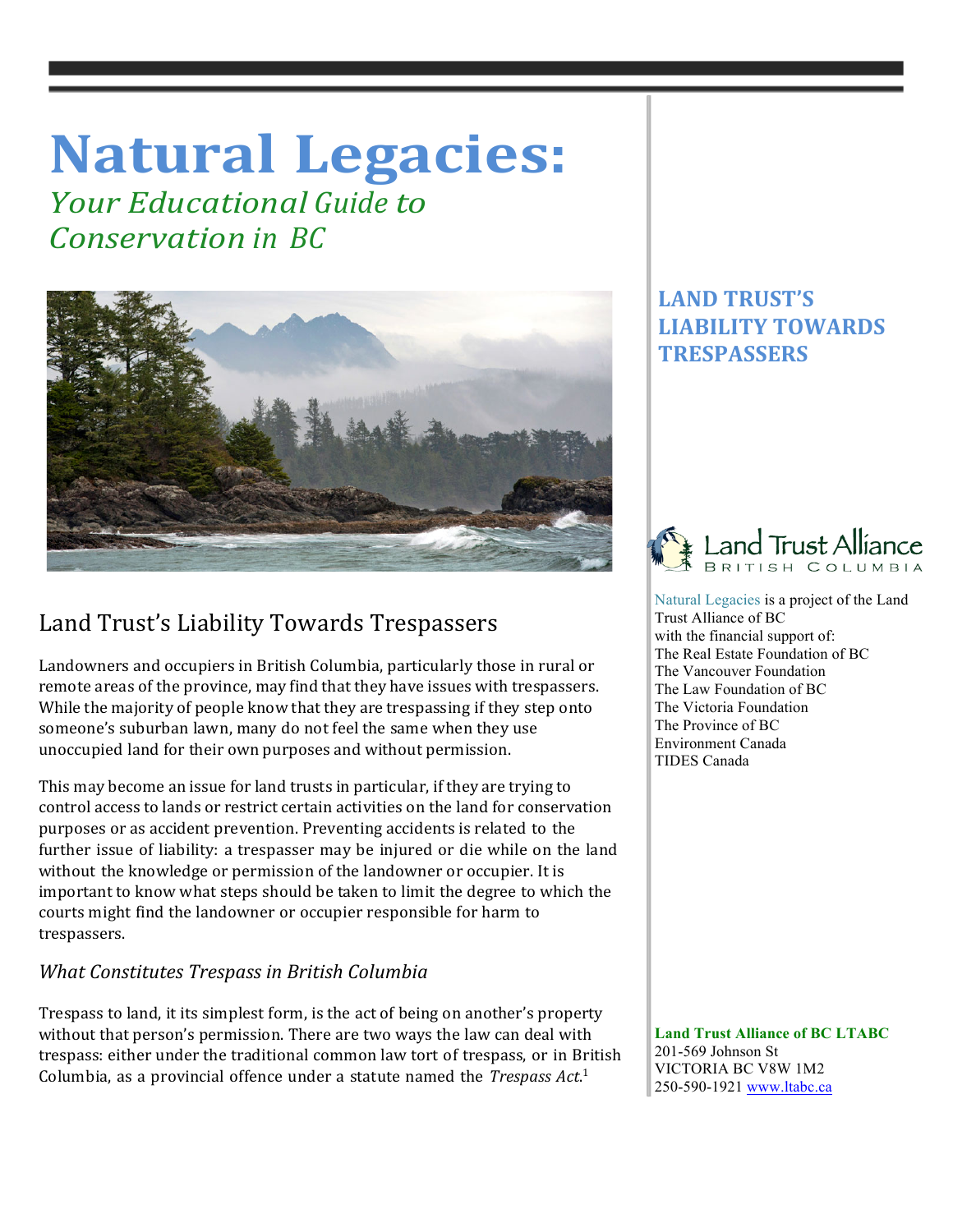# Natural Legacies:

*Your Educational Guide to Conservation in BC*

## LAND TRUST'S LIABILITY TOWARDS TRESPASSERS

Land Trust Alliance British Columbia

Natural Legacies is a project of the Land Trust Alliance of BC with the financial support of:
The Real Estate Foundation of BC
The Vancouver Foundation
The Law Foundation of BC
The Victoria Foundation
The Province of BC
Environment Canada
TIDES Canada

**Land Trust Alliance of BC LTABC**
201-569 Johnson St
VICTORIA BC V8W 1M2
250-590-1921 www.ltabc.ca

## Land Trust's Liability Towards Trespassers

Landowners and occupiers in British Columbia, particularly those in rural or remote areas of the province, may find that they have issues with trespassers. While the majority of people know that they are trespassing if they step onto someone's suburban lawn, many do not feel the same when they use unoccupied land for their own purposes and without permission.

This may become an issue for land trusts in particular, if they are trying to control access to lands or restrict certain activities on the land for conservation purposes or as accident prevention. Preventing accidents is related to the further issue of liability: a trespasser may be injured or die while on the land without the knowledge or permission of the landowner or occupier. It is important to know what steps should be taken to limit the degree to which the courts might find the landowner or occupier responsible for harm to trespassers.

### *What Constitutes Trespass in British Columbia*

Trespass to land, it its simplest form, is the act of being on another's property without that person's permission. There are two ways the law can deal with trespass: either under the traditional common law tort of trespass, or in British Columbia, as a provincial offence under a statute named the *Trespass Act*.[1]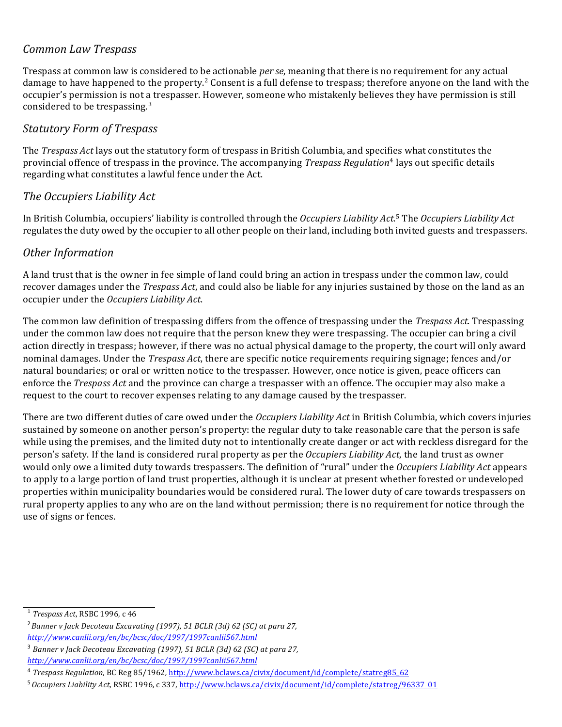## *Common Law Trespass*

Trespass at common law is considered to be actionable *per se*, meaning that there is no requirement for any actual damage to have happened to the property.[2] Consent is a full defense to trespass; therefore anyone on the land with the occupier's permission is not a trespasser. However, someone who mistakenly believes they have permission is still considered to be trespassing.[3]

## *Statutory Form of Trespass*

The *Trespass Act* lays out the statutory form of trespass in British Columbia, and specifies what constitutes the provincial offence of trespass in the province. The accompanying *Trespass Regulation*[4] lays out specific details regarding what constitutes a lawful fence under the Act.

## *The Occupiers Liability Act*

In British Columbia, occupiers' liability is controlled through the *Occupiers Liability Act*.[5] The *Occupiers Liability Act* regulates the duty owed by the occupier to all other people on their land, including both invited guests and trespassers.

## *Other Information*

A land trust that is the owner in fee simple of land could bring an action in trespass under the common law, could recover damages under the *Trespass Act*, and could also be liable for any injuries sustained by those on the land as an occupier under the *Occupiers Liability Act*.

The common law definition of trespassing differs from the offence of trespassing under the *Trespass Act*. Trespassing under the common law does not require that the person knew they were trespassing. The occupier can bring a civil action directly in trespass; however, if there was no actual physical damage to the property, the court will only award nominal damages. Under the *Trespass Act*, there are specific notice requirements requiring signage; fences and/or natural boundaries; or oral or written notice to the trespasser. However, once notice is given, peace officers can enforce the *Trespass Act* and the province can charge a trespasser with an offence. The occupier may also make a request to the court to recover expenses relating to any damage caused by the trespasser.

There are two different duties of care owed under the *Occupiers Liability Act* in British Columbia, which covers injuries sustained by someone on another person's property: the regular duty to take reasonable care that the person is safe while using the premises, and the limited duty not to intentionally create danger or act with reckless disregard for the person's safety. If the land is considered rural property as per the *Occupiers Liability Act*, the land trust as owner would only owe a limited duty towards trespassers. The definition of "rural" under the *Occupiers Liability Act* appears to apply to a large portion of land trust properties, although it is unclear at present whether forested or undeveloped properties within municipality boundaries would be considered rural. The lower duty of care towards trespassers on rural property applies to any who are on the land without permission; there is no requirement for notice through the use of signs or fences.

---

[1] *Trespass Act*, RSBC 1996, c 46

[2] *Banner v Jack Decoteau Excavating (1997), 51 BCLR (3d) 62 (SC) at para 27,* *http://www.canlii.org/en/bc/bcsc/doc/1997/1997canlii567.html*

[3] *Banner v Jack Decoteau Excavating (1997), 51 BCLR (3d) 62 (SC) at para 27,* *http://www.canlii.org/en/bc/bcsc/doc/1997/1997canlii567.html*

[4] *Trespass Regulation,* BC Reg 85/1962, http://www.bclaws.ca/civix/document/id/complete/statreg85_62

[5] *Occupiers Liability Act,* RSBC 1996, c 337, http://www.bclaws.ca/civix/document/id/complete/statreg/96337_01